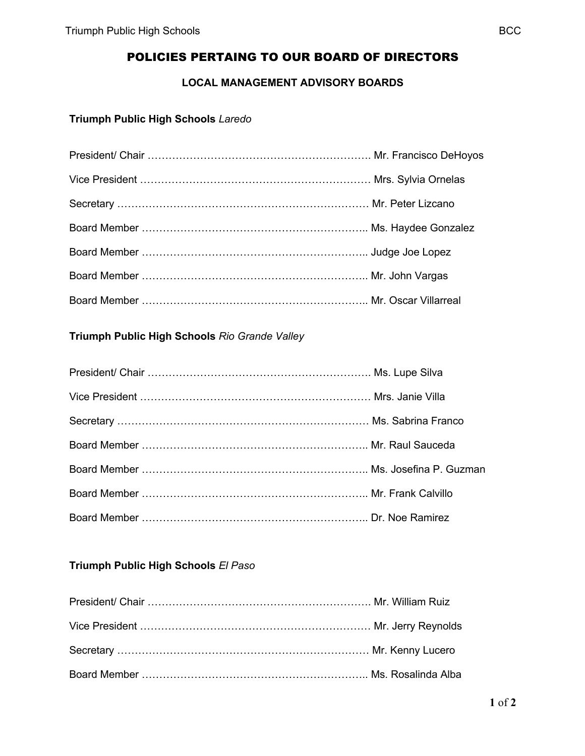# POLICIES PERTAING TO OUR BOARD OF DIRECTORS

## LOCAL MANAGEMENT ADVISORY BOARDS

### **Triumph Public High Schools** *Laredo*

President/ Chair ………………………………………………………. Mr. Francisco DeHoyos

Vice President ………………………………………………………… Mrs. Sylvia Ornelas

Secretary ……………………………………………………………… Mr. Peter Lizcano

Board Member ……………………………………………………….. Ms. Haydee Gonzalez

Board Member ……………………………………………………….. Judge Joe Lopez

Board Member ……………………………………………………….. Mr. John Vargas

Board Member ……………………………………………………….. Mr. Oscar Villarreal

### **Triumph Public High Schools** *Rio Grande Valley*

President/ Chair ………………………………………………………. Ms. Lupe Silva

Vice President ………………………………………………………… Mrs. Janie Villa

Secretary ……………………………………………………………… Ms. Sabrina Franco

Board Member ……………………………………………………….. Mr. Raul Sauceda

Board Member ……………………………………………………….. Ms. Josefina P. Guzman

Board Member ……………………………………………………….. Mr. Frank Calvillo

Board Member ……………………………………………………….. Dr. Noe Ramirez

### **Triumph Public High Schools** *El Paso*

President/ Chair ………………………………………………………. Mr. William Ruiz

Vice President ………………………………………………………… Mr. Jerry Reynolds

Secretary ……………………………………………………………… Mr. Kenny Lucero

Board Member ……………………………………………………….. Ms. Rosalinda Alba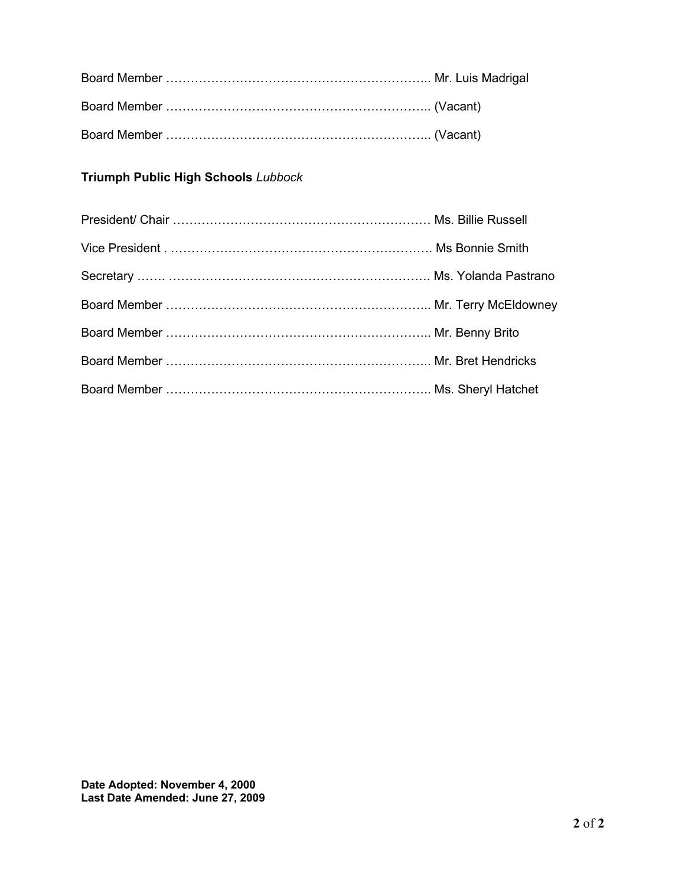Board Member ……………………………………………………….. Mr. Luis Madrigal

Board Member ……………………………………………………….. (Vacant)

Board Member ……………………………………………………….. (Vacant)

**Triumph Public High Schools** *Lubbock*

President/ Chair ……………………………………………………… Ms. Billie Russell

Vice President . ………………………………………………………. Ms Bonnie Smith

Secretary ……. ………………………………………………………. Ms. Yolanda Pastrano

Board Member ……………………………………………………….. Mr. Terry McEldowney

Board Member ……………………………………………………….. Mr. Benny Brito

Board Member ……………………………………………………….. Mr. Bret Hendricks

Board Member ……………………………………………………….. Ms. Sheryl Hatchet

**Date Adopted: November 4, 2000**
**Last Date Amended: June 27, 2009**